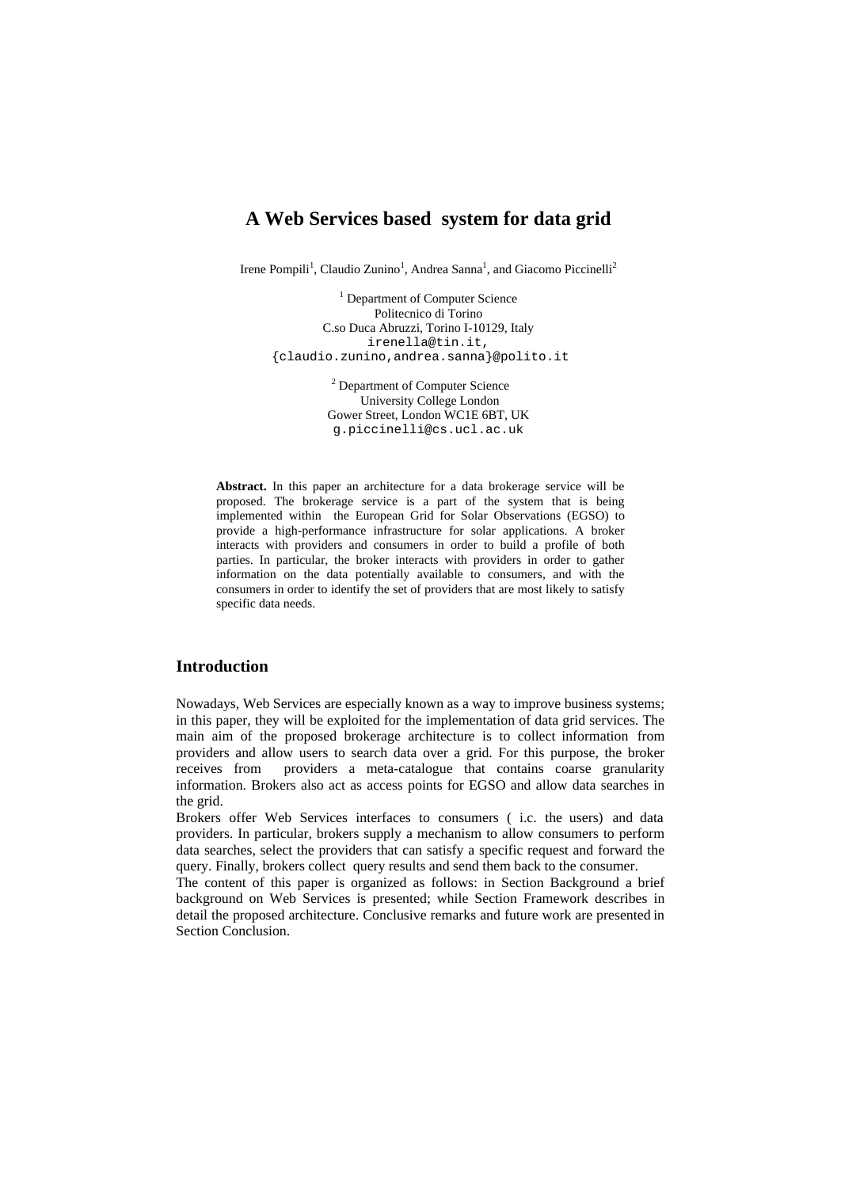# A Web Services based system for data grid

Irene Pompili[1], Claudio Zunino[1], Andrea Sanna[1], and Giacomo Piccinelli[2]

[1] Department of Computer Science
Politecnico di Torino
C.so Duca Abruzzi, Torino I-10129, Italy
irenella@tin.it,
{claudio.zunino,andrea.sanna}@polito.it

[2] Department of Computer Science
University College London
Gower Street, London WC1E 6BT, UK
g.piccinelli@cs.ucl.ac.uk

**Abstract.** In this paper an architecture for a data brokerage service will be proposed. The brokerage service is a part of the system that is being implemented within the European Grid for Solar Observations (EGSO) to provide a high-performance infrastructure for solar applications. A broker interacts with providers and consumers in order to build a profile of both parties. In particular, the broker interacts with providers in order to gather information on the data potentially available to consumers, and with the consumers in order to identify the set of providers that are most likely to satisfy specific data needs.

## Introduction

Nowadays, Web Services are especially known as a way to improve business systems; in this paper, they will be exploited for the implementation of data grid services. The main aim of the proposed brokerage architecture is to collect information from providers and allow users to search data over a grid. For this purpose, the broker receives from providers a meta-catalogue that contains coarse granularity information. Brokers also act as access points for EGSO and allow data searches in the grid.

Brokers offer Web Services interfaces to consumers ( i.c. the users) and data providers. In particular, brokers supply a mechanism to allow consumers to perform data searches, select the providers that can satisfy a specific request and forward the query. Finally, brokers collect query results and send them back to the consumer.

The content of this paper is organized as follows: in Section Background a brief background on Web Services is presented; while Section Framework describes in detail the proposed architecture. Conclusive remarks and future work are presented in Section Conclusion.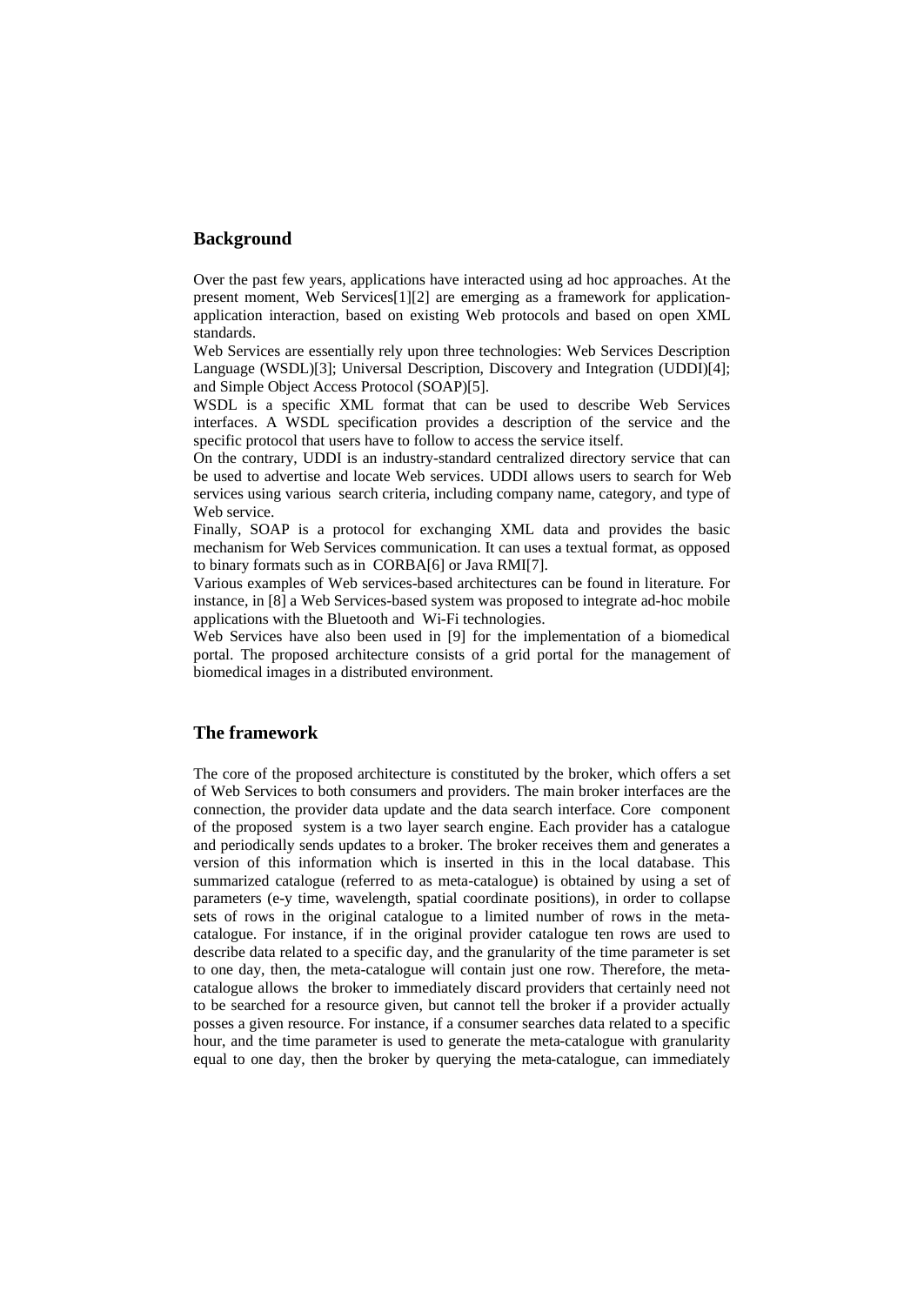## Background

Over the past few years, applications have interacted using ad hoc approaches. At the present moment, Web Services[1][2] are emerging as a framework for application-application interaction, based on existing Web protocols and based on open XML standards.

Web Services are essentially rely upon three technologies: Web Services Description Language (WSDL)[3]; Universal Description, Discovery and Integration (UDDI)[4]; and Simple Object Access Protocol (SOAP)[5].

WSDL is a specific XML format that can be used to describe Web Services interfaces. A WSDL specification provides a description of the service and the specific protocol that users have to follow to access the service itself.

On the contrary, UDDI is an industry-standard centralized directory service that can be used to advertise and locate Web services. UDDI allows users to search for Web services using various search criteria, including company name, category, and type of Web service.

Finally, SOAP is a protocol for exchanging XML data and provides the basic mechanism for Web Services communication. It can uses a textual format, as opposed to binary formats such as in CORBA[6] or Java RMI[7].

Various examples of Web services-based architectures can be found in literature. For instance, in [8] a Web Services-based system was proposed to integrate ad-hoc mobile applications with the Bluetooth and Wi-Fi technologies.

Web Services have also been used in [9] for the implementation of a biomedical portal. The proposed architecture consists of a grid portal for the management of biomedical images in a distributed environment.

## The framework

The core of the proposed architecture is constituted by the broker, which offers a set of Web Services to both consumers and providers. The main broker interfaces are the connection, the provider data update and the data search interface. Core component of the proposed system is a two layer search engine. Each provider has a catalogue and periodically sends updates to a broker. The broker receives them and generates a version of this information which is inserted in this in the local database. This summarized catalogue (referred to as meta-catalogue) is obtained by using a set of parameters (e-y time, wavelength, spatial coordinate positions), in order to collapse sets of rows in the original catalogue to a limited number of rows in the meta-catalogue. For instance, if in the original provider catalogue ten rows are used to describe data related to a specific day, and the granularity of the time parameter is set to one day, then, the meta-catalogue will contain just one row. Therefore, the meta-catalogue allows the broker to immediately discard providers that certainly need not to be searched for a resource given, but cannot tell the broker if a provider actually posses a given resource. For instance, if a consumer searches data related to a specific hour, and the time parameter is used to generate the meta-catalogue with granularity equal to one day, then the broker by querying the meta-catalogue, can immediately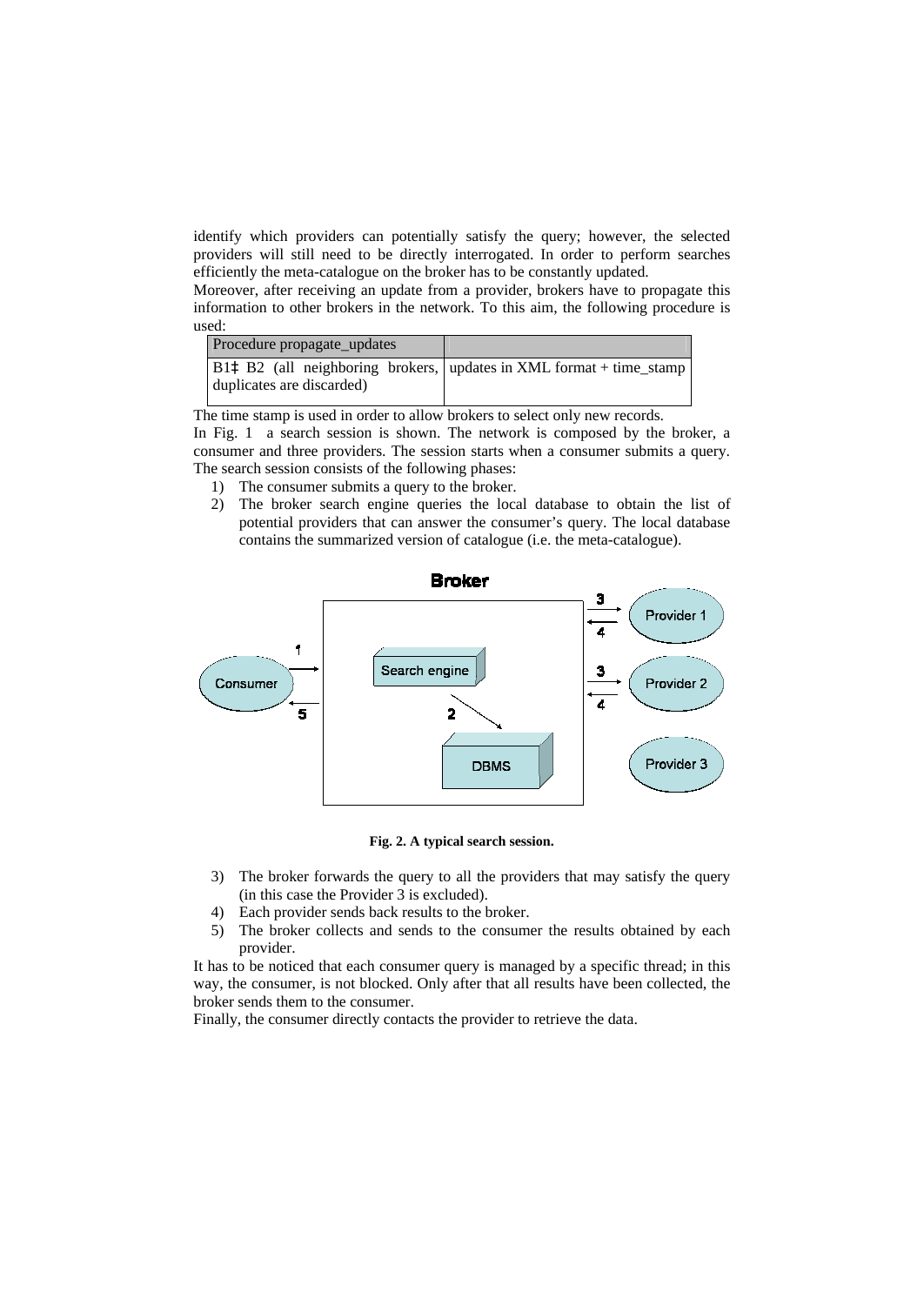identify which providers can potentially satisfy the query; however, the selected providers will still need to be directly interrogated. In order to perform searches efficiently the meta-catalogue on the broker has to be constantly updated.
Moreover, after receiving an update from a provider, brokers have to propagate this information to other brokers in the network. To this aim, the following procedure is used:

| Procedure propagate_updates | |
|---|---|
| B1‡ B2 (all neighboring brokers, duplicates are discarded) | updates in XML format + time_stamp |

The time stamp is used in order to allow brokers to select only new records.
In Fig. 1 a search session is shown. The network is composed by the broker, a consumer and three providers. The session starts when a consumer submits a query. The search session consists of the following phases:

1) The consumer submits a query to the broker.
2) The broker search engine queries the local database to obtain the list of potential providers that can answer the consumer's query. The local database contains the summarized version of catalogue (i.e. the meta-catalogue).

**Fig. 2. A typical search session.**

3) The broker forwards the query to all the providers that may satisfy the query (in this case the Provider 3 is excluded).
4) Each provider sends back results to the broker.
5) The broker collects and sends to the consumer the results obtained by each provider.

It has to be noticed that each consumer query is managed by a specific thread; in this way, the consumer, is not blocked. Only after that all results have been collected, the broker sends them to the consumer.
Finally, the consumer directly contacts the provider to retrieve the data.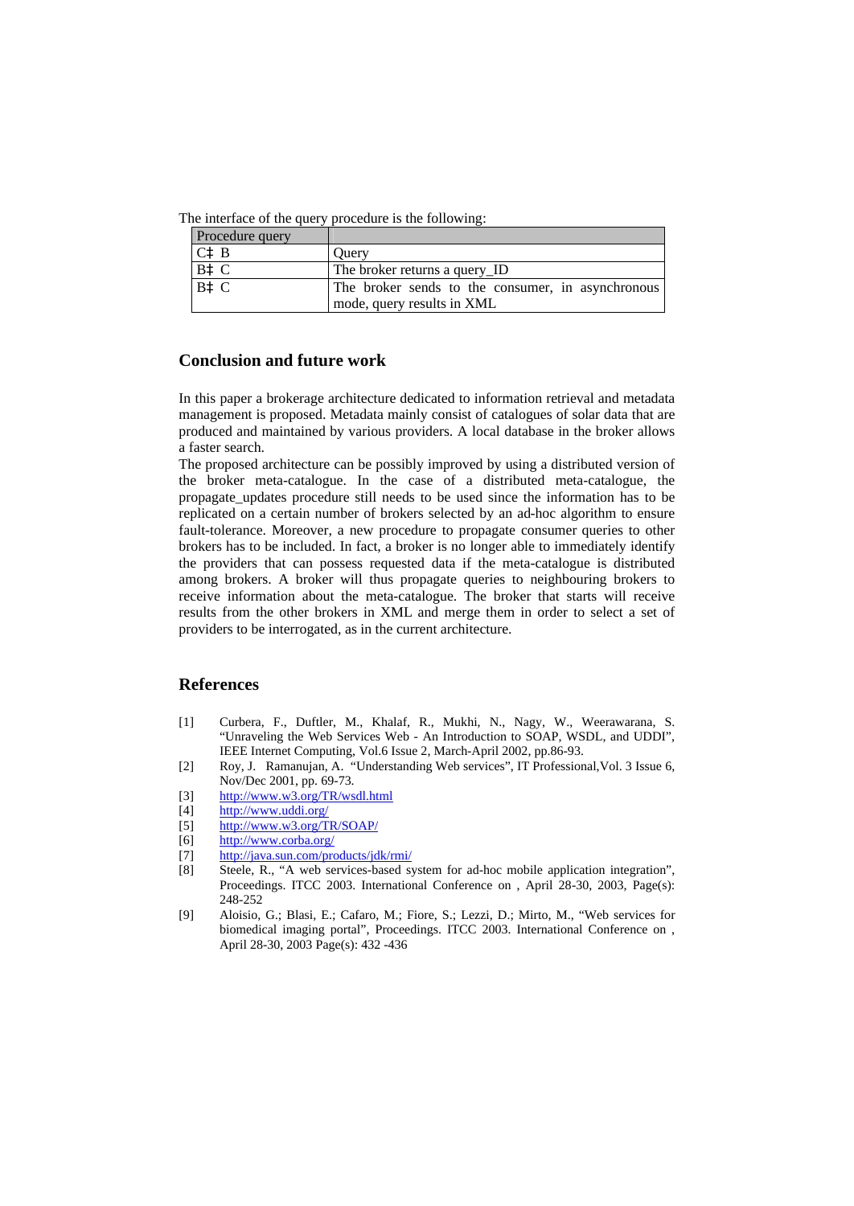The interface of the query procedure is the following:

| Procedure query | |
|---|---|
| C‡ B | Query |
| B‡ C | The broker returns a query_ID |
| B‡ C | The broker sends to the consumer, in asynchronous mode, query results in XML |

## Conclusion and future work

In this paper a brokerage architecture dedicated to information retrieval and metadata management is proposed. Metadata mainly consist of catalogues of solar data that are produced and maintained by various providers. A local database in the broker allows a faster search.

The proposed architecture can be possibly improved by using a distributed version of the broker meta-catalogue. In the case of a distributed meta-catalogue, the propagate_updates procedure still needs to be used since the information has to be replicated on a certain number of brokers selected by an ad-hoc algorithm to ensure fault-tolerance. Moreover, a new procedure to propagate consumer queries to other brokers has to be included. In fact, a broker is no longer able to immediately identify the providers that can possess requested data if the meta-catalogue is distributed among brokers. A broker will thus propagate queries to neighbouring brokers to receive information about the meta-catalogue. The broker that starts will receive results from the other brokers in XML and merge them in order to select a set of providers to be interrogated, as in the current architecture.

## References

[1] Curbera, F., Duftler, M., Khalaf, R., Mukhi, N., Nagy, W., Weerawarana, S. "Unraveling the Web Services Web - An Introduction to SOAP, WSDL, and UDDI", IEEE Internet Computing, Vol.6 Issue 2, March-April 2002, pp.86-93.

[2] Roy, J. Ramanujan, A. "Understanding Web services", IT Professional,Vol. 3 Issue 6, Nov/Dec 2001, pp. 69-73.

[3] http://www.w3.org/TR/wsdl.html

[4] http://www.uddi.org/

[5] http://www.w3.org/TR/SOAP/

[6] http://www.corba.org/

[7] http://java.sun.com/products/jdk/rmi/

[8] Steele, R., "A web services-based system for ad-hoc mobile application integration", Proceedings. ITCC 2003. International Conference on , April 28-30, 2003, Page(s): 248-252

[9] Aloisio, G.; Blasi, E.; Cafaro, M.; Fiore, S.; Lezzi, D.; Mirto, M., "Web services for biomedical imaging portal", Proceedings. ITCC 2003. International Conference on , April 28-30, 2003 Page(s): 432 -436